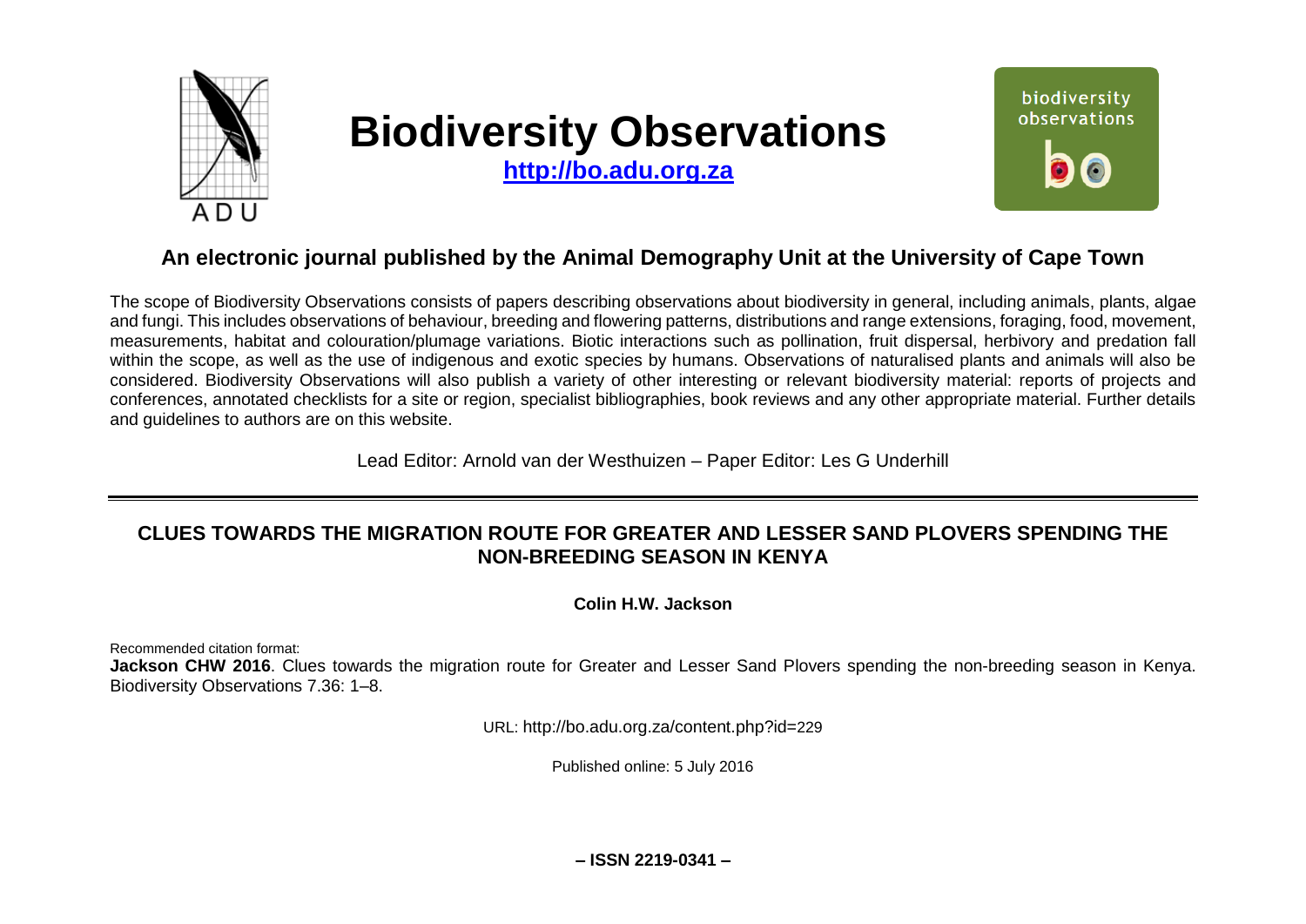# Biodiversity Observations

**http://bo.adu.org.za**

## An electronic journal published by the Animal Demography Unit at the University of Cape Town

The scope of Biodiversity Observations consists of papers describing observations about biodiversity in general, including animals, plants, algae and fungi. This includes observations of behaviour, breeding and flowering patterns, distributions and range extensions, foraging, food, movement, measurements, habitat and colouration/plumage variations. Biotic interactions such as pollination, fruit dispersal, herbivory and predation fall within the scope, as well as the use of indigenous and exotic species by humans. Observations of naturalised plants and animals will also be considered. Biodiversity Observations will also publish a variety of other interesting or relevant biodiversity material: reports of projects and conferences, annotated checklists for a site or region, specialist bibliographies, book reviews and any other appropriate material. Further details and guidelines to authors are on this website.

Lead Editor: Arnold van der Westhuizen – Paper Editor: Les G Underhill

---

# CLUES TOWARDS THE MIGRATION ROUTE FOR GREATER AND LESSER SAND PLOVERS SPENDING THE NON-BREEDING SEASON IN KENYA

**Colin H.W. Jackson**

Recommended citation format:
**Jackson CHW 2016**. Clues towards the migration route for Greater and Lesser Sand Plovers spending the non-breeding season in Kenya. Biodiversity Observations 7.36: 1–8.

URL: http://bo.adu.org.za/content.php?id=229

Published online: 5 July 2016

**– ISSN 2219-0341 –**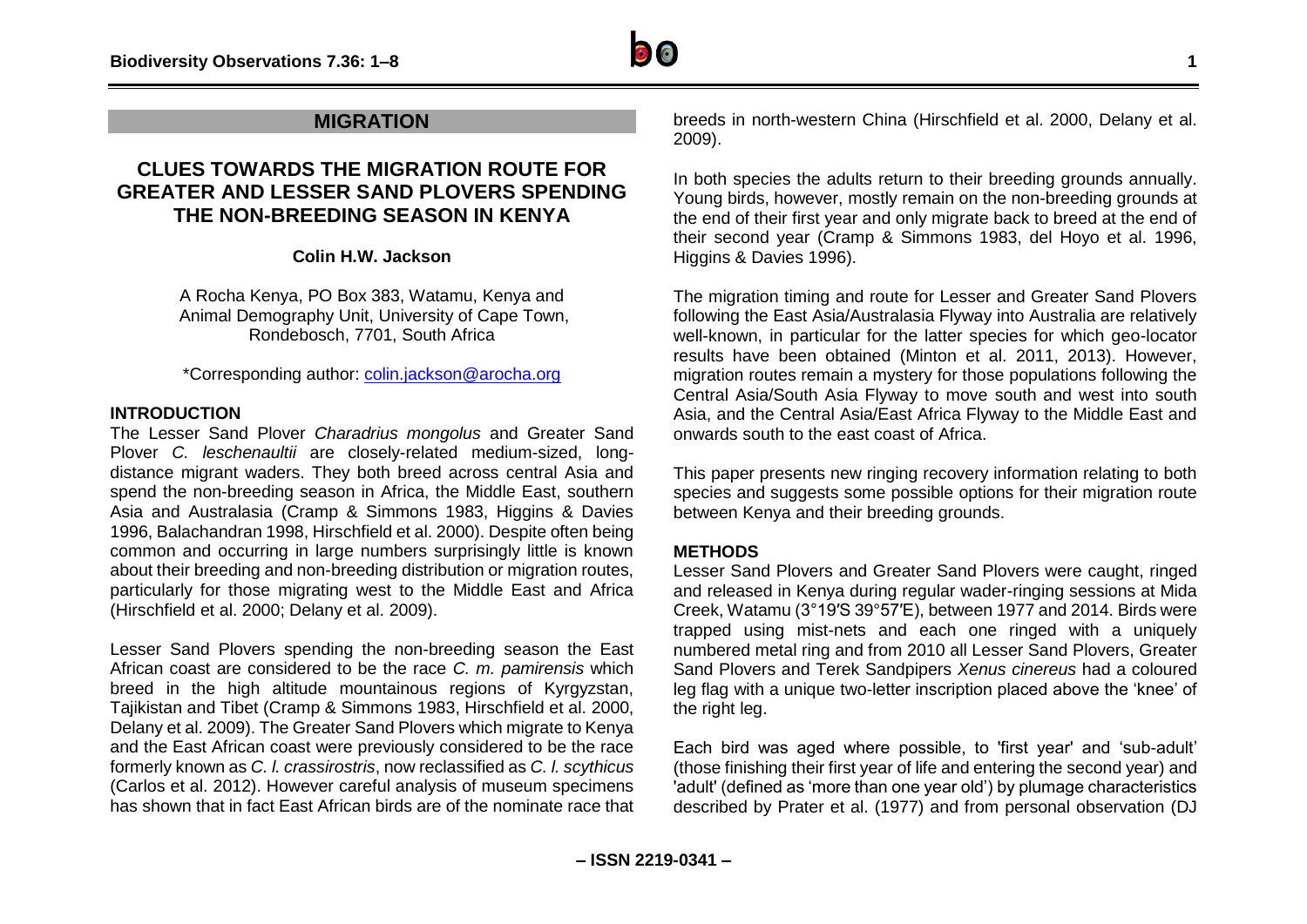## MIGRATION

# CLUES TOWARDS THE MIGRATION ROUTE FOR GREATER AND LESSER SAND PLOVERS SPENDING THE NON-BREEDING SEASON IN KENYA

**Colin H.W. Jackson**

A Rocha Kenya, PO Box 383, Watamu, Kenya and
Animal Demography Unit, University of Cape Town,
Rondebosch, 7701, South Africa

\*Corresponding author: colin.jackson@arocha.org

### INTRODUCTION

The Lesser Sand Plover *Charadrius mongolus* and Greater Sand Plover *C. leschenaultii* are closely-related medium-sized, long-distance migrant waders. They both breed across central Asia and spend the non-breeding season in Africa, the Middle East, southern Asia and Australasia (Cramp & Simmons 1983, Higgins & Davies 1996, Balachandran 1998, Hirschfield et al. 2000). Despite often being common and occurring in large numbers surprisingly little is known about their breeding and non-breeding distribution or migration routes, particularly for those migrating west to the Middle East and Africa (Hirschfield et al. 2000; Delany et al. 2009).

Lesser Sand Plovers spending the non-breeding season the East African coast are considered to be the race *C. m. pamirensis* which breed in the high altitude mountainous regions of Kyrgyzstan, Tajikistan and Tibet (Cramp & Simmons 1983, Hirschfield et al. 2000, Delany et al. 2009). The Greater Sand Plovers which migrate to Kenya and the East African coast were previously considered to be the race formerly known as *C. l. crassirostris*, now reclassified as *C. l. scythicus* (Carlos et al. 2012). However careful analysis of museum specimens has shown that in fact East African birds are of the nominate race that breeds in north-western China (Hirschfield et al. 2000, Delany et al. 2009).

In both species the adults return to their breeding grounds annually. Young birds, however, mostly remain on the non-breeding grounds at the end of their first year and only migrate back to breed at the end of their second year (Cramp & Simmons 1983, del Hoyo et al. 1996, Higgins & Davies 1996).

The migration timing and route for Lesser and Greater Sand Plovers following the East Asia/Australasia Flyway into Australia are relatively well-known, in particular for the latter species for which geo-locator results have been obtained (Minton et al. 2011, 2013). However, migration routes remain a mystery for those populations following the Central Asia/South Asia Flyway to move south and west into south Asia, and the Central Asia/East Africa Flyway to the Middle East and onwards south to the east coast of Africa.

This paper presents new ringing recovery information relating to both species and suggests some possible options for their migration route between Kenya and their breeding grounds.

### METHODS

Lesser Sand Plovers and Greater Sand Plovers were caught, ringed and released in Kenya during regular wader-ringing sessions at Mida Creek, Watamu (3°19′S 39°57′E), between 1977 and 2014. Birds were trapped using mist-nets and each one ringed with a uniquely numbered metal ring and from 2010 all Lesser Sand Plovers, Greater Sand Plovers and Terek Sandpipers *Xenus cinereus* had a coloured leg flag with a unique two-letter inscription placed above the 'knee' of the right leg.

Each bird was aged where possible, to 'first year' and 'sub-adult' (those finishing their first year of life and entering the second year) and 'adult' (defined as 'more than one year old') by plumage characteristics described by Prater et al. (1977) and from personal observation (DJ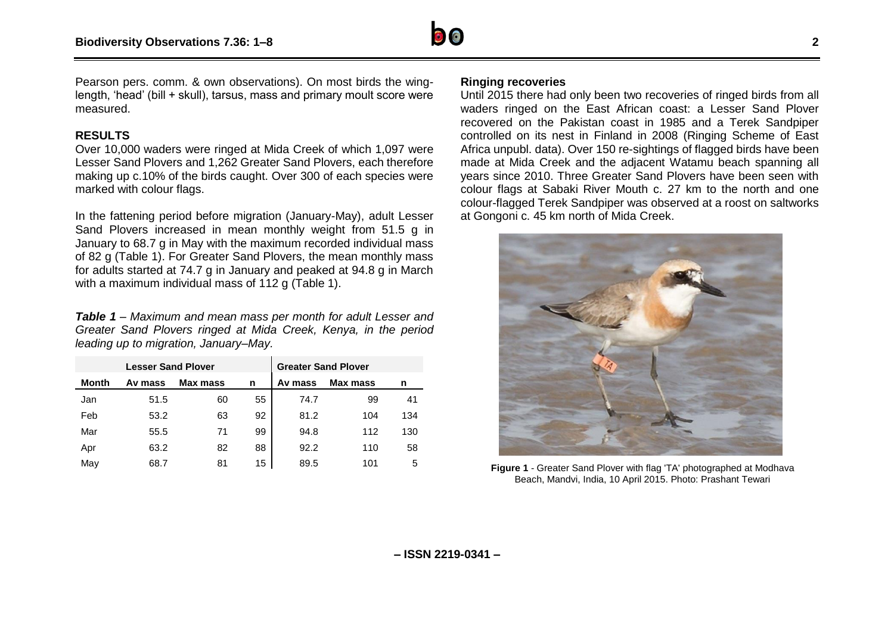Pearson pers. comm. & own observations). On most birds the wing-length, 'head' (bill + skull), tarsus, mass and primary moult score were measured.

## RESULTS

Over 10,000 waders were ringed at Mida Creek of which 1,097 were Lesser Sand Plovers and 1,262 Greater Sand Plovers, each therefore making up c.10% of the birds caught. Over 300 of each species were marked with colour flags.

In the fattening period before migration (January-May), adult Lesser Sand Plovers increased in mean monthly weight from 51.5 g in January to 68.7 g in May with the maximum recorded individual mass of 82 g (Table 1). For Greater Sand Plovers, the mean monthly mass for adults started at 74.7 g in January and peaked at 94.8 g in March with a maximum individual mass of 112 g (Table 1).

***Table 1*** *– Maximum and mean mass per month for adult Lesser and Greater Sand Plovers ringed at Mida Creek, Kenya, in the period leading up to migration, January–May.*

| | Lesser Sand Plover | | | Greater Sand Plover | | |
|---|---|---|---|---|---|---|
| **Month** | **Av mass** | **Max mass** | **n** | **Av mass** | **Max mass** | **n** |
| Jan | 51.5 | 60 | 55 | 74.7 | 99 | 41 |
| Feb | 53.2 | 63 | 92 | 81.2 | 104 | 134 |
| Mar | 55.5 | 71 | 99 | 94.8 | 112 | 130 |
| Apr | 63.2 | 82 | 88 | 92.2 | 110 | 58 |
| May | 68.7 | 81 | 15 | 89.5 | 101 | 5 |

### Ringing recoveries

Until 2015 there had only been two recoveries of ringed birds from all waders ringed on the East African coast: a Lesser Sand Plover recovered on the Pakistan coast in 1985 and a Terek Sandpiper controlled on its nest in Finland in 2008 (Ringing Scheme of East Africa unpubl. data). Over 150 re-sightings of flagged birds have been made at Mida Creek and the adjacent Watamu beach spanning all years since 2010. Three Greater Sand Plovers have been seen with colour flags at Sabaki River Mouth c. 27 km to the north and one colour-flagged Terek Sandpiper was observed at a roost on saltworks at Gongoni c. 45 km north of Mida Creek.

**Figure 1** - Greater Sand Plover with flag 'TA' photographed at Modhava Beach, Mandvi, India, 10 April 2015. Photo: Prashant Tewari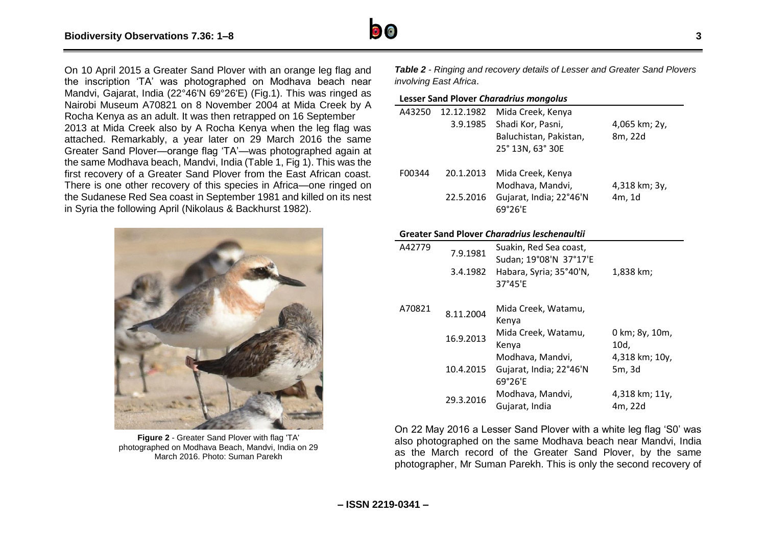On 10 April 2015 a Greater Sand Plover with an orange leg flag and the inscription 'TA' was photographed on Modhava beach near Mandvi, Gajarat, India (22°46'N 69°26'E) (Fig.1). This was ringed as Nairobi Museum A70821 on 8 November 2004 at Mida Creek by A Rocha Kenya as an adult. It was then retrapped on 16 September 2013 at Mida Creek also by A Rocha Kenya when the leg flag was attached. Remarkably, a year later on 29 March 2016 the same Greater Sand Plover—orange flag 'TA'—was photographed again at the same Modhava beach, Mandvi, India (Table 1, Fig 1). This was the first recovery of a Greater Sand Plover from the East African coast. There is one other recovery of this species in Africa—one ringed on the Sudanese Red Sea coast in September 1981 and killed on its nest in Syria the following April (Nikolaus & Backhurst 1982).

**Figure 2** - Greater Sand Plover with flag 'TA' photographed on Modhava Beach, Mandvi, India on 29 March 2016. Photo: Suman Parekh

***Table 2** - Ringing and recovery details of Lesser and Greater Sand Plovers involving East Africa*.

**Lesser Sand Plover *Charadrius mongolus***

| | | | |
|---|---|---|---|
| A43250 | 12.12.1982 | Mida Creek, Kenya | |
| | 3.9.1985 | Shadi Kor, Pasni, Baluchistan, Pakistan, 25° 13N, 63° 30E | 4,065 km; 2y, 8m, 22d |
| F00344 | 20.1.2013 | Mida Creek, Kenya | |
| | 22.5.2016 | Modhava, Mandvi, Gujarat, India; 22°46'N 69°26'E | 4,318 km; 3y, 4m, 1d |

**Greater Sand Plover *Charadrius leschenaultii***

| | | | |
|---|---|---|---|
| A42779 | 7.9.1981 | Suakin, Red Sea coast, Sudan; 19°08'N 37°17'E | |
| | 3.4.1982 | Habara, Syria; 35°40'N, 37°45'E | 1,838 km; |
| A70821 | 8.11.2004 | Mida Creek, Watamu, Kenya | |
| | 16.9.2013 | Mida Creek, Watamu, Kenya | 0 km; 8y, 10m, 10d, |
| | 10.4.2015 | Modhava, Mandvi, Gujarat, India; 22°46'N 69°26'E | 4,318 km; 10y, 5m, 3d |
| | 29.3.2016 | Modhava, Mandvi, Gujarat, India | 4,318 km; 11y, 4m, 22d |

On 22 May 2016 a Lesser Sand Plover with a white leg flag 'S0' was also photographed on the same Modhava beach near Mandvi, India as the March record of the Greater Sand Plover, by the same photographer, Mr Suman Parekh. This is only the second recovery of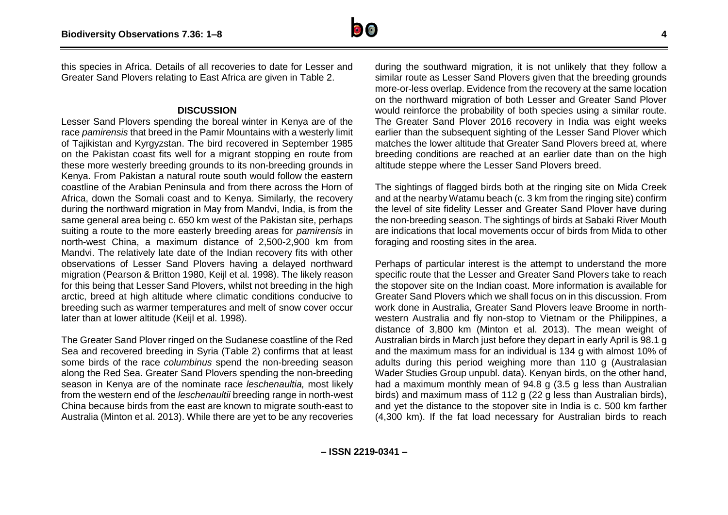this species in Africa. Details of all recoveries to date for Lesser and Greater Sand Plovers relating to East Africa are given in Table 2.

## DISCUSSION

Lesser Sand Plovers spending the boreal winter in Kenya are of the race *pamirensis* that breed in the Pamir Mountains with a westerly limit of Tajikistan and Kyrgyzstan. The bird recovered in September 1985 on the Pakistan coast fits well for a migrant stopping en route from these more westerly breeding grounds to its non-breeding grounds in Kenya. From Pakistan a natural route south would follow the eastern coastline of the Arabian Peninsula and from there across the Horn of Africa, down the Somali coast and to Kenya. Similarly, the recovery during the northward migration in May from Mandvi, India, is from the same general area being c. 650 km west of the Pakistan site, perhaps suiting a route to the more easterly breeding areas for *pamirensis* in north-west China, a maximum distance of 2,500-2,900 km from Mandvi. The relatively late date of the Indian recovery fits with other observations of Lesser Sand Plovers having a delayed northward migration (Pearson & Britton 1980, Keijl et al. 1998). The likely reason for this being that Lesser Sand Plovers, whilst not breeding in the high arctic, breed at high altitude where climatic conditions conducive to breeding such as warmer temperatures and melt of snow cover occur later than at lower altitude (Keijl et al. 1998).

The Greater Sand Plover ringed on the Sudanese coastline of the Red Sea and recovered breeding in Syria (Table 2) confirms that at least some birds of the race *columbinus* spend the non-breeding season along the Red Sea. Greater Sand Plovers spending the non-breeding season in Kenya are of the nominate race *leschenaultia,* most likely from the western end of the *leschenaultii* breeding range in north-west China because birds from the east are known to migrate south-east to Australia (Minton et al. 2013). While there are yet to be any recoveries during the southward migration, it is not unlikely that they follow a similar route as Lesser Sand Plovers given that the breeding grounds more-or-less overlap. Evidence from the recovery at the same location on the northward migration of both Lesser and Greater Sand Plover would reinforce the probability of both species using a similar route. The Greater Sand Plover 2016 recovery in India was eight weeks earlier than the subsequent sighting of the Lesser Sand Plover which matches the lower altitude that Greater Sand Plovers breed at, where breeding conditions are reached at an earlier date than on the high altitude steppe where the Lesser Sand Plovers breed.

The sightings of flagged birds both at the ringing site on Mida Creek and at the nearby Watamu beach (c. 3 km from the ringing site) confirm the level of site fidelity Lesser and Greater Sand Plover have during the non-breeding season. The sightings of birds at Sabaki River Mouth are indications that local movements occur of birds from Mida to other foraging and roosting sites in the area.

Perhaps of particular interest is the attempt to understand the more specific route that the Lesser and Greater Sand Plovers take to reach the stopover site on the Indian coast. More information is available for Greater Sand Plovers which we shall focus on in this discussion. From work done in Australia, Greater Sand Plovers leave Broome in north-western Australia and fly non-stop to Vietnam or the Philippines, a distance of 3,800 km (Minton et al. 2013). The mean weight of Australian birds in March just before they depart in early April is 98.1 g and the maximum mass for an individual is 134 g with almost 10% of adults during this period weighing more than 110 g (Australasian Wader Studies Group unpubl. data). Kenyan birds, on the other hand, had a maximum monthly mean of 94.8 g (3.5 g less than Australian birds) and maximum mass of 112 g (22 g less than Australian birds), and yet the distance to the stopover site in India is c. 500 km farther (4,300 km). If the fat load necessary for Australian birds to reach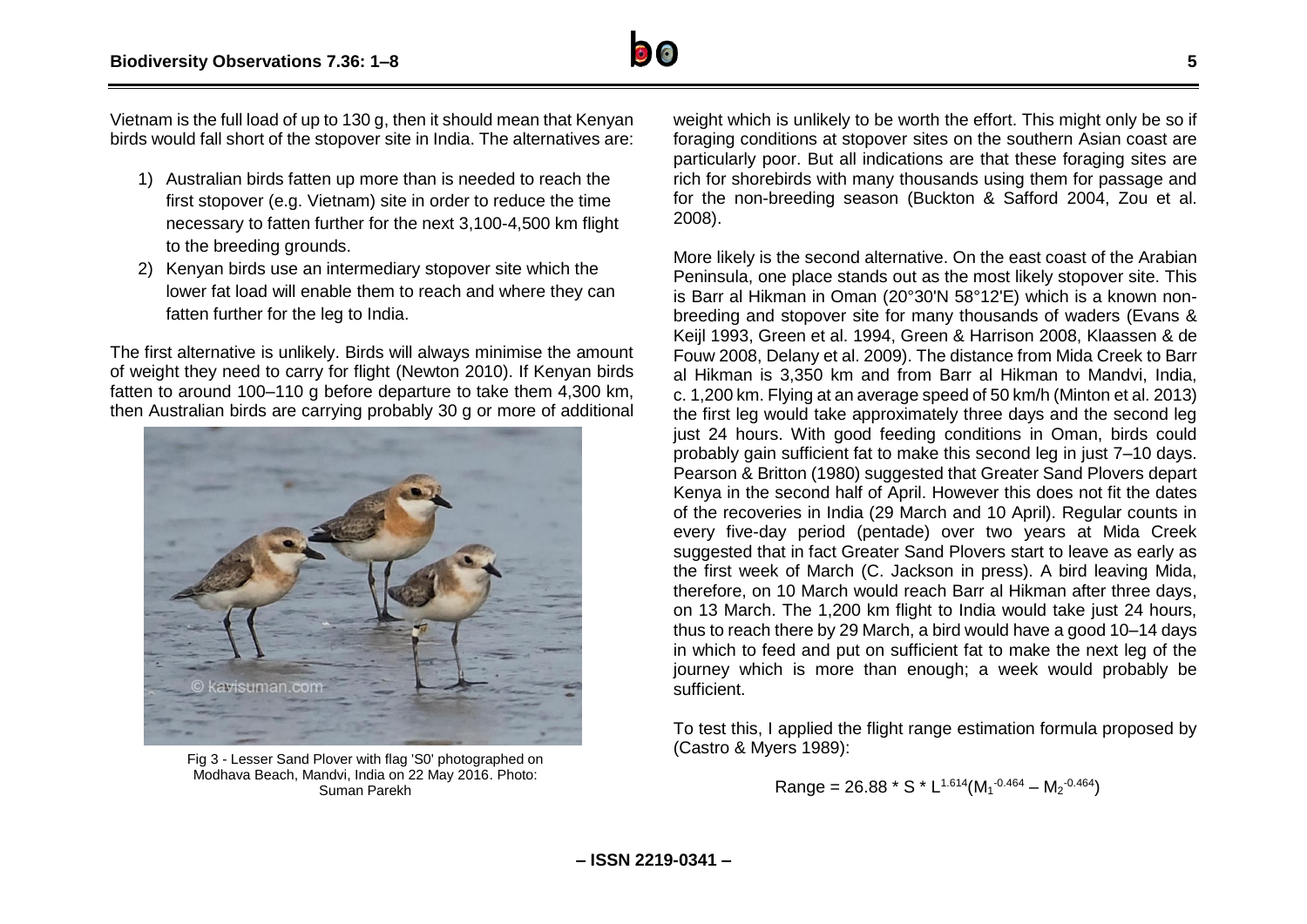Vietnam is the full load of up to 130 g, then it should mean that Kenyan birds would fall short of the stopover site in India. The alternatives are:

1) Australian birds fatten up more than is needed to reach the first stopover (e.g. Vietnam) site in order to reduce the time necessary to fatten further for the next 3,100-4,500 km flight to the breeding grounds.
2) Kenyan birds use an intermediary stopover site which the lower fat load will enable them to reach and where they can fatten further for the leg to India.

The first alternative is unlikely. Birds will always minimise the amount of weight they need to carry for flight (Newton 2010). If Kenyan birds fatten to around 100–110 g before departure to take them 4,300 km, then Australian birds are carrying probably 30 g or more of additional weight which is unlikely to be worth the effort. This might only be so if foraging conditions at stopover sites on the southern Asian coast are particularly poor. But all indications are that these foraging sites are rich for shorebirds with many thousands using them for passage and for the non-breeding season (Buckton & Safford 2004, Zou et al. 2008).

Fig 3 - Lesser Sand Plover with flag 'S0' photographed on Modhava Beach, Mandvi, India on 22 May 2016. Photo: Suman Parekh

More likely is the second alternative. On the east coast of the Arabian Peninsula, one place stands out as the most likely stopover site. This is Barr al Hikman in Oman (20°30'N 58°12'E) which is a known non-breeding and stopover site for many thousands of waders (Evans & Keijl 1993, Green et al. 1994, Green & Harrison 2008, Klaassen & de Fouw 2008, Delany et al. 2009). The distance from Mida Creek to Barr al Hikman is 3,350 km and from Barr al Hikman to Mandvi, India, c. 1,200 km. Flying at an average speed of 50 km/h (Minton et al. 2013) the first leg would take approximately three days and the second leg just 24 hours. With good feeding conditions in Oman, birds could probably gain sufficient fat to make this second leg in just 7–10 days. Pearson & Britton (1980) suggested that Greater Sand Plovers depart Kenya in the second half of April. However this does not fit the dates of the recoveries in India (29 March and 10 April). Regular counts in every five-day period (pentade) over two years at Mida Creek suggested that in fact Greater Sand Plovers start to leave as early as the first week of March (C. Jackson in press). A bird leaving Mida, therefore, on 10 March would reach Barr al Hikman after three days, on 13 March. The 1,200 km flight to India would take just 24 hours, thus to reach there by 29 March, a bird would have a good 10–14 days in which to feed and put on sufficient fat to make the next leg of the journey which is more than enough; a week would probably be sufficient.

To test this, I applied the flight range estimation formula proposed by (Castro & Myers 1989):

$$\text{Range} = 26.88 * S * L^{1.614}(M_1^{-0.464} - M_2^{-0.464})$$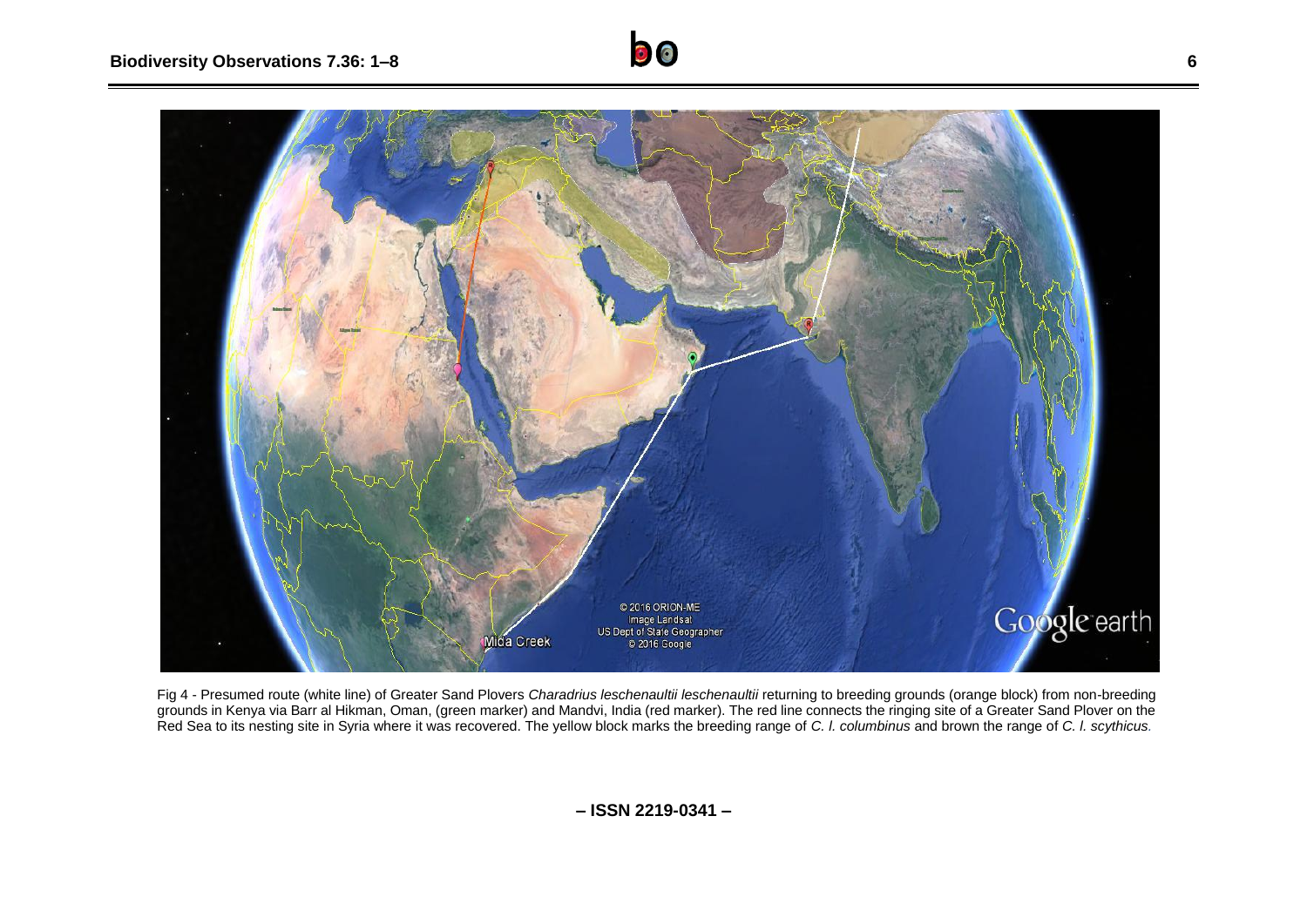Fig 4 - Presumed route (white line) of Greater Sand Plovers *Charadrius leschenaultii leschenaultii* returning to breeding grounds (orange block) from non-breeding grounds in Kenya via Barr al Hikman, Oman, (green marker) and Mandvi, India (red marker). The red line connects the ringing site of a Greater Sand Plover on the Red Sea to its nesting site in Syria where it was recovered. The yellow block marks the breeding range of *C. l. columbinus* and brown the range of *C. l. scythicus.*

**– ISSN 2219-0341 –**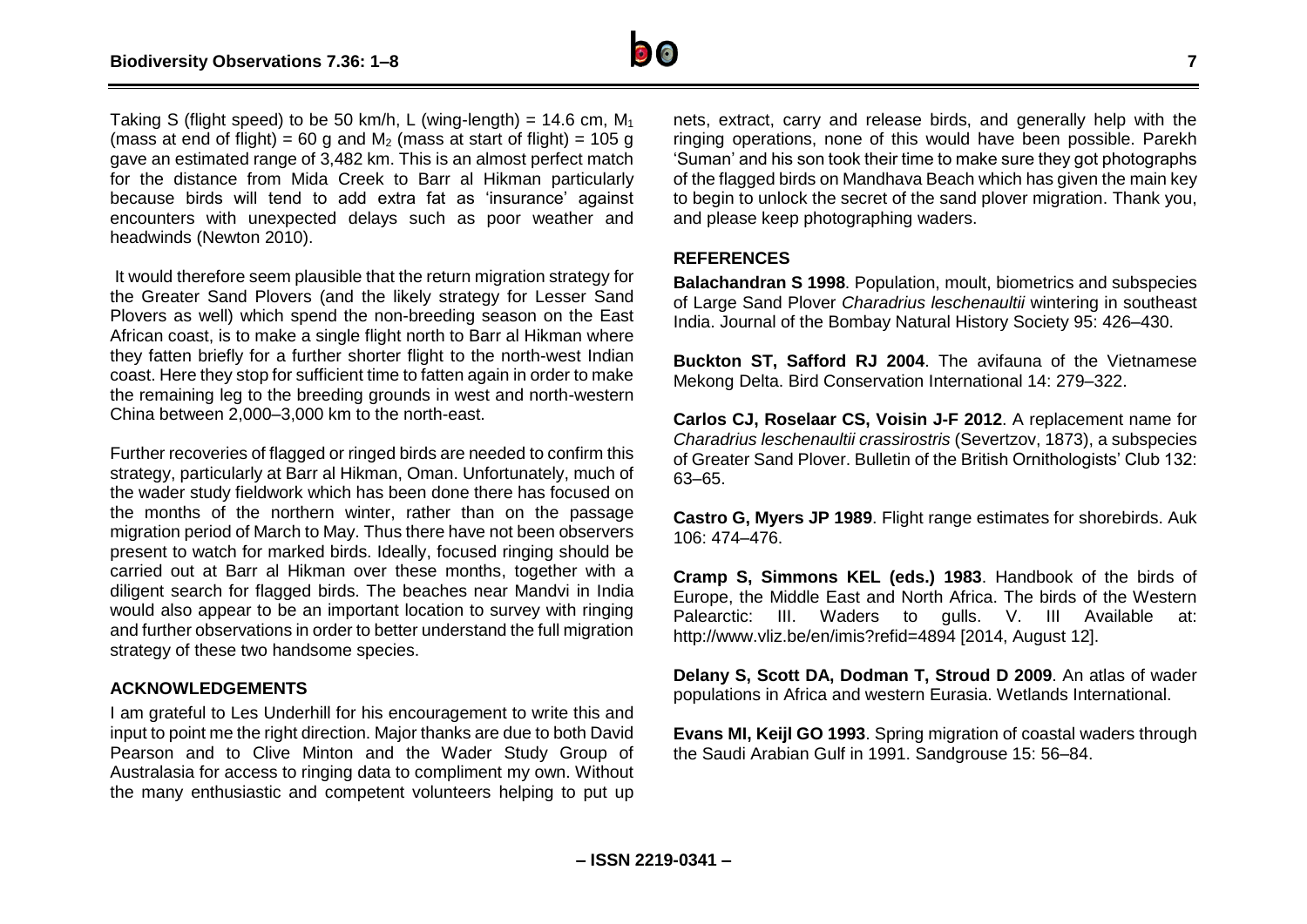Taking S (flight speed) to be 50 km/h, L (wing-length) = 14.6 cm, $M_1$ (mass at end of flight) = 60 g and $M_2$ (mass at start of flight) = 105 g gave an estimated range of 3,482 km. This is an almost perfect match for the distance from Mida Creek to Barr al Hikman particularly because birds will tend to add extra fat as 'insurance' against encounters with unexpected delays such as poor weather and headwinds (Newton 2010).

It would therefore seem plausible that the return migration strategy for the Greater Sand Plovers (and the likely strategy for Lesser Sand Plovers as well) which spend the non-breeding season on the East African coast, is to make a single flight north to Barr al Hikman where they fatten briefly for a further shorter flight to the north-west Indian coast. Here they stop for sufficient time to fatten again in order to make the remaining leg to the breeding grounds in west and north-western China between 2,000–3,000 km to the north-east.

Further recoveries of flagged or ringed birds are needed to confirm this strategy, particularly at Barr al Hikman, Oman. Unfortunately, much of the wader study fieldwork which has been done there has focused on the months of the northern winter, rather than on the passage migration period of March to May. Thus there have not been observers present to watch for marked birds. Ideally, focused ringing should be carried out at Barr al Hikman over these months, together with a diligent search for flagged birds. The beaches near Mandvi in India would also appear to be an important location to survey with ringing and further observations in order to better understand the full migration strategy of these two handsome species.

## ACKNOWLEDGEMENTS

I am grateful to Les Underhill for his encouragement to write this and input to point me the right direction. Major thanks are due to both David Pearson and to Clive Minton and the Wader Study Group of Australasia for access to ringing data to compliment my own. Without the many enthusiastic and competent volunteers helping to put up nets, extract, carry and release birds, and generally help with the ringing operations, none of this would have been possible. Parekh 'Suman' and his son took their time to make sure they got photographs of the flagged birds on Mandhava Beach which has given the main key to begin to unlock the secret of the sand plover migration. Thank you, and please keep photographing waders.

## REFERENCES

**Balachandran S 1998**. Population, moult, biometrics and subspecies of Large Sand Plover *Charadrius leschenaultii* wintering in southeast India. Journal of the Bombay Natural History Society 95: 426–430.

**Buckton ST, Safford RJ 2004**. The avifauna of the Vietnamese Mekong Delta. Bird Conservation International 14: 279–322.

**Carlos CJ, Roselaar CS, Voisin J-F 2012**. A replacement name for *Charadrius leschenaultii crassirostris* (Severtzov, 1873), a subspecies of Greater Sand Plover. Bulletin of the British Ornithologists' Club 132: 63–65.

**Castro G, Myers JP 1989**. Flight range estimates for shorebirds. Auk 106: 474–476.

**Cramp S, Simmons KEL (eds.) 1983**. Handbook of the birds of Europe, the Middle East and North Africa. The birds of the Western Palearctic: III. Waders to gulls. V. III Available at: http://www.vliz.be/en/imis?refid=4894 [2014, August 12].

**Delany S, Scott DA, Dodman T, Stroud D 2009**. An atlas of wader populations in Africa and western Eurasia. Wetlands International.

**Evans MI, Keijl GO 1993**. Spring migration of coastal waders through the Saudi Arabian Gulf in 1991. Sandgrouse 15: 56–84.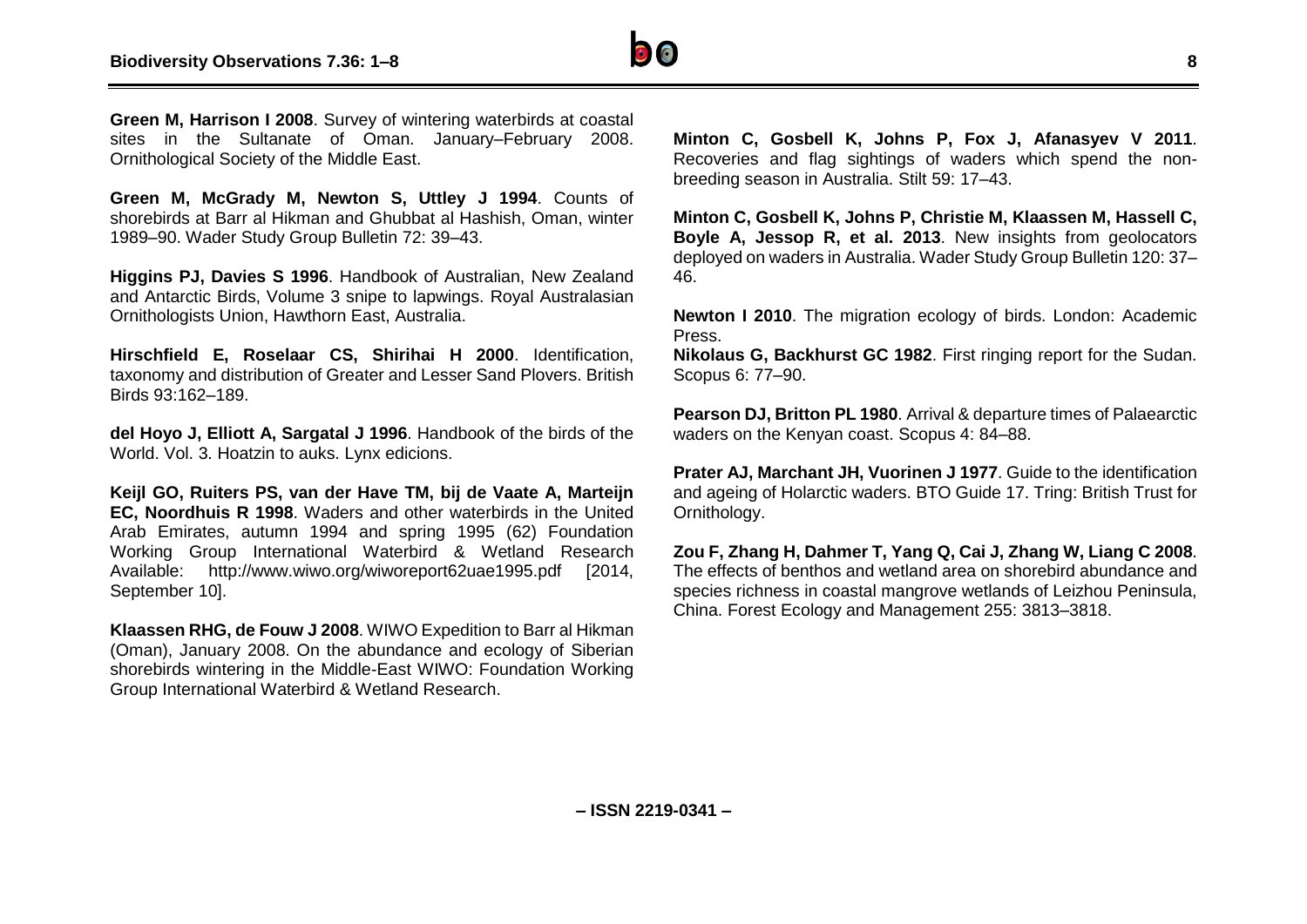**Green M, Harrison I 2008**. Survey of wintering waterbirds at coastal sites in the Sultanate of Oman. January–February 2008. Ornithological Society of the Middle East.

**Green M, McGrady M, Newton S, Uttley J 1994**. Counts of shorebirds at Barr al Hikman and Ghubbat al Hashish, Oman, winter 1989–90. Wader Study Group Bulletin 72: 39–43.

**Higgins PJ, Davies S 1996**. Handbook of Australian, New Zealand and Antarctic Birds, Volume 3 snipe to lapwings. Royal Australasian Ornithologists Union, Hawthorn East, Australia.

**Hirschfield E, Roselaar CS, Shirihai H 2000**. Identification, taxonomy and distribution of Greater and Lesser Sand Plovers. British Birds 93:162–189.

**del Hoyo J, Elliott A, Sargatal J 1996**. Handbook of the birds of the World. Vol. 3. Hoatzin to auks. Lynx edicions.

**Keijl GO, Ruiters PS, van der Have TM, bij de Vaate A, Marteijn EC, Noordhuis R 1998**. Waders and other waterbirds in the United Arab Emirates, autumn 1994 and spring 1995 (62) Foundation Working Group International Waterbird & Wetland Research Available: http://www.wiwo.org/wiworeport62uae1995.pdf [2014, September 10].

**Klaassen RHG, de Fouw J 2008**. WIWO Expedition to Barr al Hikman (Oman), January 2008. On the abundance and ecology of Siberian shorebirds wintering in the Middle-East WIWO: Foundation Working Group International Waterbird & Wetland Research.

**Minton C, Gosbell K, Johns P, Fox J, Afanasyev V 2011**. Recoveries and flag sightings of waders which spend the non-breeding season in Australia. Stilt 59: 17–43.

**Minton C, Gosbell K, Johns P, Christie M, Klaassen M, Hassell C, Boyle A, Jessop R, et al. 2013**. New insights from geolocators deployed on waders in Australia. Wader Study Group Bulletin 120: 37–46.

**Newton I 2010**. The migration ecology of birds. London: Academic Press.

**Nikolaus G, Backhurst GC 1982**. First ringing report for the Sudan. Scopus 6: 77–90.

**Pearson DJ, Britton PL 1980**. Arrival & departure times of Palaearctic waders on the Kenyan coast. Scopus 4: 84–88.

**Prater AJ, Marchant JH, Vuorinen J 1977**. Guide to the identification and ageing of Holarctic waders. BTO Guide 17. Tring: British Trust for Ornithology.

**Zou F, Zhang H, Dahmer T, Yang Q, Cai J, Zhang W, Liang C 2008**. The effects of benthos and wetland area on shorebird abundance and species richness in coastal mangrove wetlands of Leizhou Peninsula, China. Forest Ecology and Management 255: 3813–3818.